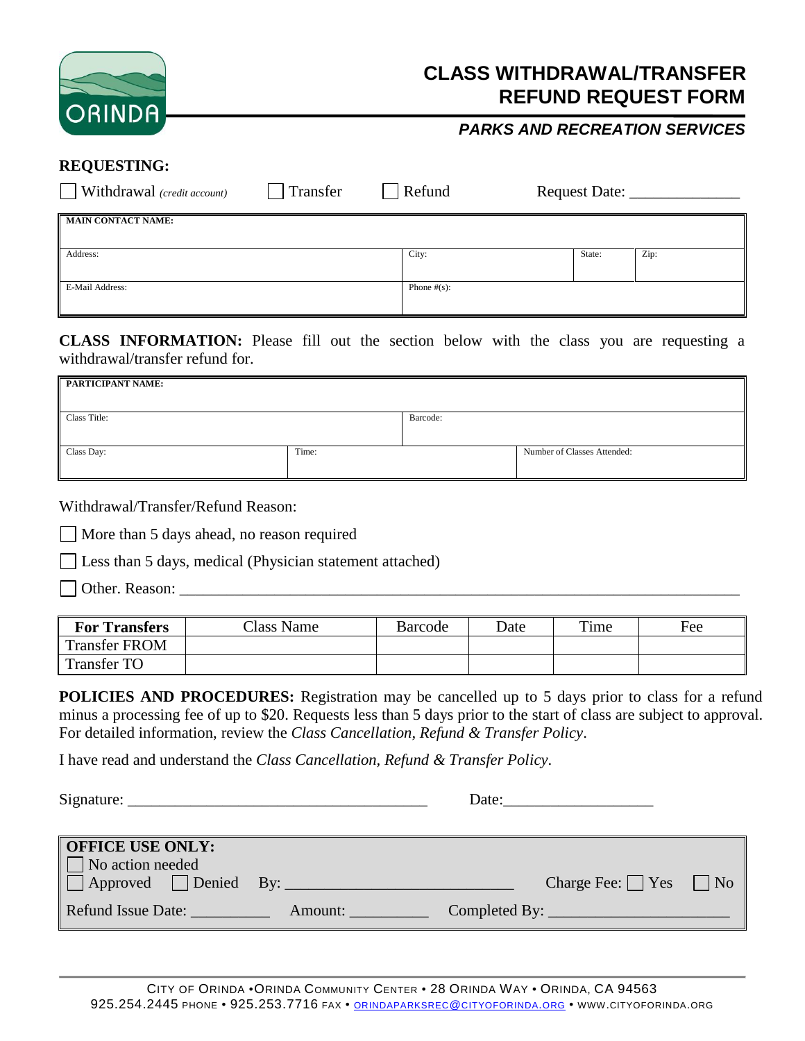ORINDA

# CLASS WITHDRAWAL/TRANSFER REFUND REQUEST FORM

### *PARKS AND RECREATION SERVICES*

**REQUESTING:**

☐ Withdrawal *(credit account)*   ☐ Transfer   ☐ Refund   Request Date: ______________

| **MAIN CONTACT NAME:** | | | |
|---|---|---|---|
| Address: | City: | State: | Zip: |
| E-Mail Address: | Phone #(s): | | |

**CLASS INFORMATION:** Please fill out the section below with the class you are requesting a withdrawal/transfer refund for.

| **PARTICIPANT NAME:** | | |
|---|---|---|
| Class Title: | Barcode: | |
| Class Day: | Time: | Number of Classes Attended: |

Withdrawal/Transfer/Refund Reason:

☐ More than 5 days ahead, no reason required

☐ Less than 5 days, medical (Physician statement attached)

☐ Other. Reason: ______________________________________________________________________

| **For Transfers** | Class Name | Barcode | Date | Time | Fee |
|---|---|---|---|---|---|
| Transfer FROM | | | | | |
| Transfer TO | | | | | |

**POLICIES AND PROCEDURES:** Registration may be cancelled up to 5 days prior to class for a refund minus a processing fee of up to $20. Requests less than 5 days prior to the start of class are subject to approval. For detailed information, review the *Class Cancellation, Refund & Transfer Policy*.

I have read and understand the *Class Cancellation, Refund & Transfer Policy*.

Signature: _____________________________________   Date:__________________

**OFFICE USE ONLY:**

☐ No action needed

☐ Approved   ☐ Denied   By: ____________________________   Charge Fee: ☐ Yes   ☐ No

Refund Issue Date: __________   Amount: __________   Completed By: ______________________

CITY OF ORINDA • ORINDA COMMUNITY CENTER • 28 ORINDA WAY • ORINDA, CA 94563
925.254.2445 PHONE • 925.253.7716 FAX • ORINDAPARKSREC@CITYOFORINDA.ORG • WWW.CITYOFORINDA.ORG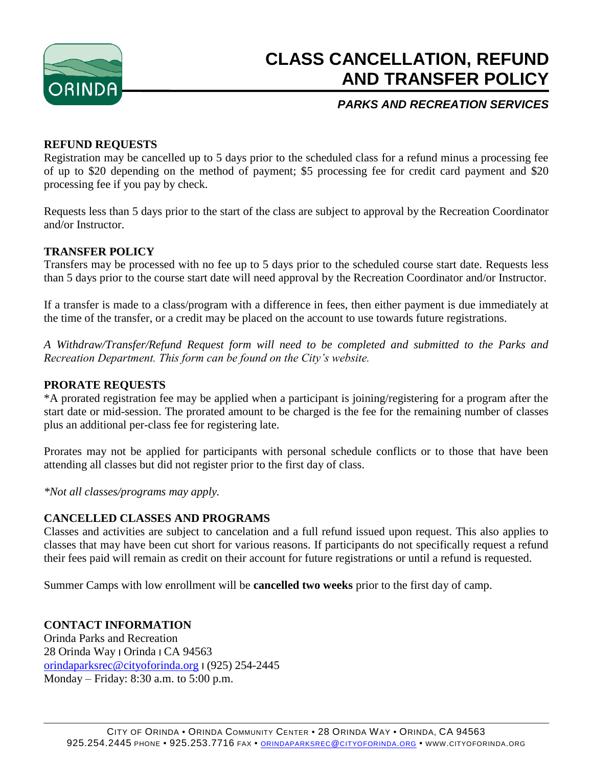# CLASS CANCELLATION, REFUND AND TRANSFER POLICY

***PARKS AND RECREATION SERVICES***

## REFUND REQUESTS

Registration may be cancelled up to 5 days prior to the scheduled class for a refund minus a processing fee of up to $20 depending on the method of payment; $5 processing fee for credit card payment and $20 processing fee if you pay by check.

Requests less than 5 days prior to the start of the class are subject to approval by the Recreation Coordinator and/or Instructor.

## TRANSFER POLICY

Transfers may be processed with no fee up to 5 days prior to the scheduled course start date. Requests less than 5 days prior to the course start date will need approval by the Recreation Coordinator and/or Instructor.

If a transfer is made to a class/program with a difference in fees, then either payment is due immediately at the time of the transfer, or a credit may be placed on the account to use towards future registrations.

*A Withdraw/Transfer/Refund Request form will need to be completed and submitted to the Parks and Recreation Department. This form can be found on the City's website.*

## PRORATE REQUESTS

*A prorated registration fee may be applied when a participant is joining/registering for a program after the start date or mid-session. The prorated amount to be charged is the fee for the remaining number of classes plus an additional per-class fee for registering late.

Prorates may not be applied for participants with personal schedule conflicts or to those that have been attending all classes but did not register prior to the first day of class.

*\*Not all classes/programs may apply.*

## CANCELLED CLASSES AND PROGRAMS

Classes and activities are subject to cancelation and a full refund issued upon request. This also applies to classes that may have been cut short for various reasons. If participants do not specifically request a refund their fees paid will remain as credit on their account for future registrations or until a refund is requested.

Summer Camps with low enrollment will be **cancelled two weeks** prior to the first day of camp.

## CONTACT INFORMATION

Orinda Parks and Recreation  
28 Orinda Way | Orinda | CA 94563  
orindaparksrec@cityoforinda.org | (925) 254-2445  
Monday – Friday: 8:30 a.m. to 5:00 p.m.

City of Orinda • Orinda Community Center • 28 Orinda Way • Orinda, CA 94563  
925.254.2445 phone • 925.253.7716 fax • orindaparksrec@cityoforinda.org • www.cityoforinda.org